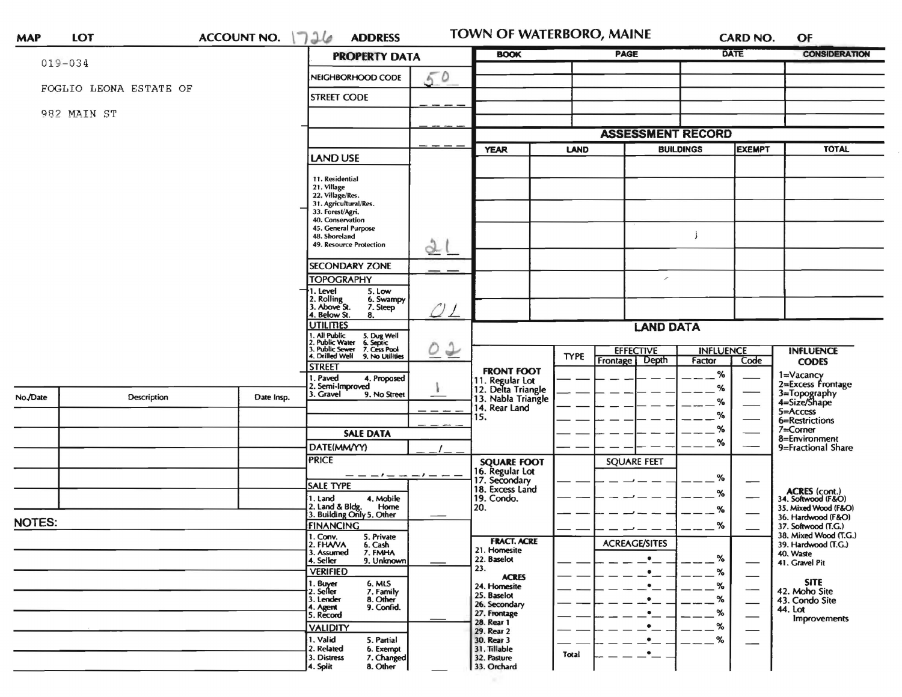MAP LOT ACCOUNT NO. 1726 ADDRESS

# TOWN OF WATERBORO, MAINE

CARD NO. OF

019-034

FOGLIO LEONA ESTATE OF

982 MAIN ST

## PROPERTY DATA

| | |
|---|---|
| NEIGHBORHOOD CODE | 50 |
| STREET CODE | |

**LAND USE**

11. Residential
21. Village
22. Village/Res.
31. Agricultural/Res.
33. Forest/Agri.
40. Conservation
45. General Purpose
48. Shoreland
49. Resource Protection

LAND USE: 21

**SECONDARY ZONE**

**TOPOGRAPHY**: 01

1. Level 5. Low
2. Rolling 6. Swampy
3. Above St. 7. Steep
4. Below St. 8.

**UTILITIES**: 02

1. All Public 5. Dug Well
2. Public Water 6. Septic
3. Public Sewer 7. Cess Pool
4. Drilled Well 9. No Utilities

**STREET**: 1

1. Paved 4. Proposed
2. Semi-Improved
3. Gravel 9. No Street

**SALE DATA**

DATE(MM/YY)

PRICE

SALE TYPE

1. Land 4. Mobile Home
2. Land & Bldg.
3. Building Only 5. Other

FINANCING

1. Conv. 5. Private
2. FHA/VA 6. Cash
3. Assumed 7. FMHA
4. Seller 9. Unknown

VERIFIED

1. Buyer 6. MLS
2. Seller 7. Family
3. Lender 8. Other
4. Agent 9. Confid.
5. Record

VALIDITY

1. Valid 5. Partial
2. Related 6. Exempt
3. Distress 7. Changed
4. Split 8. Other

| BOOK | PAGE | DATE | CONSIDERATION |
|---|---|---|---|
| | | | |
| | | | |
| | | | |
| | | | |
| | | | |

## ASSESSMENT RECORD

| YEAR | LAND | BUILDINGS | EXEMPT | TOTAL |
|---|---|---|---|---|
| | | | | |
| | | | | |
| | | | | |
| | | | | |
| | | | | |
| | | | | |
| | | | | |

## LAND DATA

| | TYPE | EFFECTIVE Frontage | EFFECTIVE Depth | INFLUENCE Factor | INFLUENCE Code |
|---|---|---|---|---|---|
| **FRONT FOOT** 11. Regular Lot 12. Delta Triangle 13. Nabla Triangle 14. Rear Land 15. | | | | % | |
| **SQUARE FOOT** 16. Regular Lot 17. Secondary 18. Excess Land 19. Condo. 20. | | SQUARE FEET | | % | |
| **FRACT. ACRE** 21. Homesite 22. Baselot 23. **ACRES** 24. Homesite 25. Baselot 26. Secondary 27. Frontage 28. Rear 1 29. Rear 2 30. Rear 3 31. Tillable 32. Pasture 33. Orchard | Total | ACREAGE/SITES | | % | |

**INFLUENCE CODES**

1=Vacancy
2=Excess Frontage
3=Topography
4=Size/Shape
5=Access
6=Restrictions
7=Corner
8=Environment
9=Fractional Share

**ACRES (cont.)**

34. Softwood (F&O)
35. Mixed Wood (F&O)
36. Hardwood (F&O)
37. Softwood (T.G.)
38. Mixed Wood (T.G.)
39. Hardwood (T.G.)
40. Waste
41. Gravel Pit

**SITE**

42. Moho Site
43. Condo Site
44. Lot Improvements

| No./Date | Description | Date Insp. |
|---|---|---|
| | | |
| | | |
| | | |
| | | |
| | | |
| | | |

NOTES: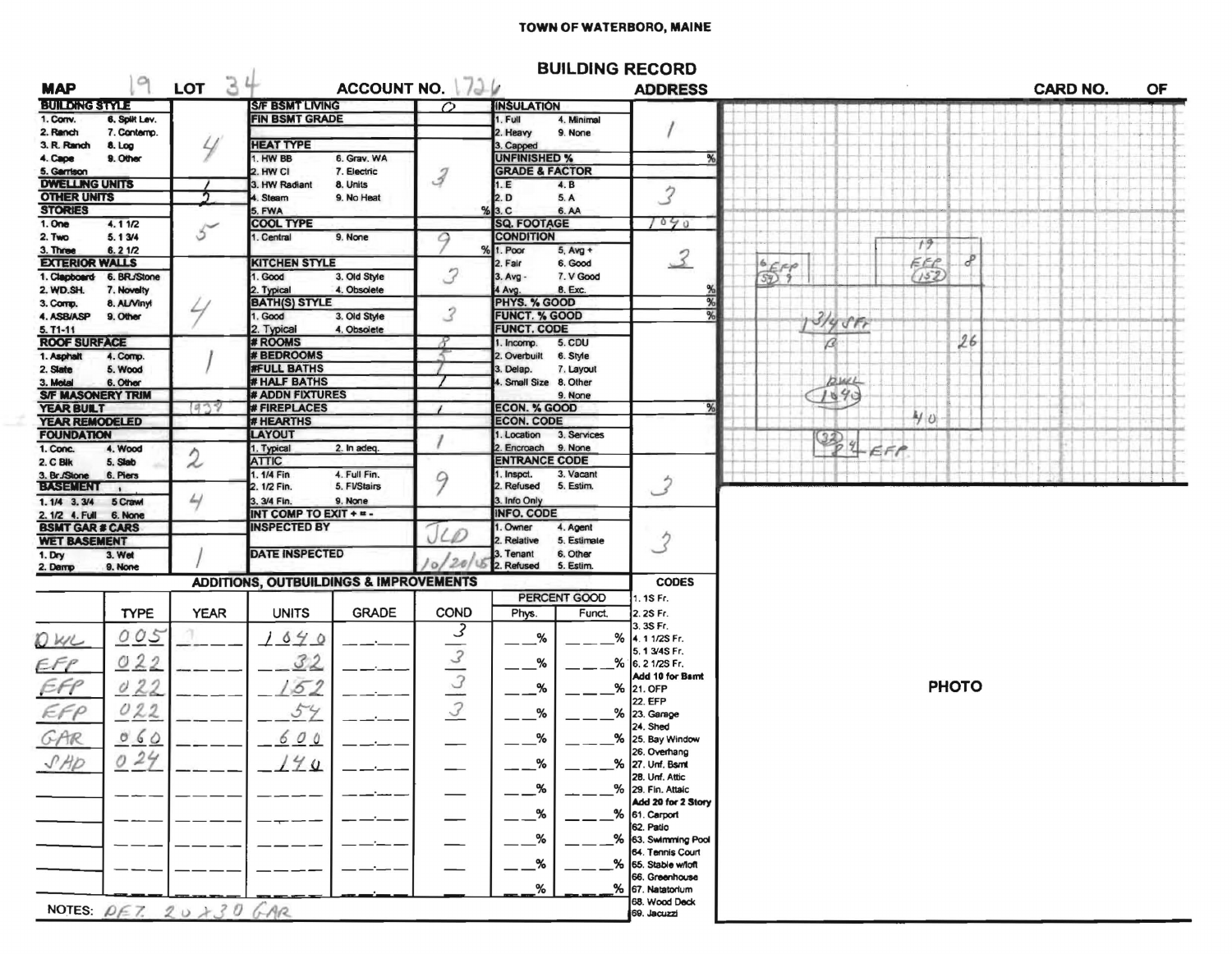**TOWN OF WATERBORO, MAINE**

## BUILDING RECORD

**MAP** 19 **LOT** 34 **ACCOUNT NO.** 1726 **ADDRESS** **CARD NO.** **OF**

| | | | | | |
|---|---|---|---|---|---|
| **BUILDING STYLE** 1. Conv. 6. Split Lev. 2. Ranch 7. Contemp. 3. R. Ranch 8. Log 4. Cape 9. Other 5. Garrison | 4 | **S/F BSMT LIVING** | 0 | **INSULATION** 1. Full 4. Minimal 2. Heavy 9. None 3. Capped | 1 |
| **DWELLING UNITS** | 1 | **FIN BSMT GRADE** | | **UNFINISHED %** | % |
| **OTHER UNITS** | 2 | **HEAT TYPE** 1. HW BB 6. Grav. WA 2. HW CI 7. Electric 3. HW Radiant 8. Units 4. Steam 9. No Heat 5. FWA | 3 % | **GRADE & FACTOR** 1. E 4. B 2. D 5. A 3. C 6. AA | 3 |
| **STORIES** 1. One 4. 1 1/2 2. Two 5. 1 3/4 3. Three 6. 2 1/2 | 5 | **COOL TYPE** 1. Central 9. None | 9 % | **SQ. FOOTAGE** | 1040 |
| **EXTERIOR WALLS** 1. Clapboard 6. BR/Stone 2. WD.SH. 7. Novelty 3. Comp. 8. AL/Vinyl 4. ASB/ASP 9. Other 5. T1-11 | 4 | **KITCHEN STYLE** 1. Good 3. Old Style 2. Typical 4. Obsolete | 3 | **CONDITION** 1. Poor 5. Avg + 2. Fair 6. Good 3. Avg - 7. V Good 4 Avg. 8. Exc. | 3 |
| | | **BATH(S) STYLE** 1. Good 3. Old Style 2. Typical 4. Obsolete | 3 | **PHYS. % GOOD** | % |
| | | | | **FUNCT. % GOOD** | % |
| **ROOF SURFACE** 1. Asphalt 4. Comp. 2. Slate 5. Wood 3. Metal 6. Other | 1 | **# ROOMS** | 8 | **FUNCT. CODE** 1. Incomp. 5. CDU 2. Overbuilt 6. Style 3. Delap. 7. Layout 4. Small Size 8. Other 9. None | |
| | | **# BEDROOMS** | 3 | | |
| | | **#FULL BATHS** | 1 | | |
| | | **# HALF BATHS** | 1 | | |
| **S/F MASONERY TRIM** | | **# ADDN FIXTURES** | | | |
| **YEAR BUILT** | 1939 | **# FIREPLACES** | 1 | **ECON. % GOOD** | % |
| **YEAR REMODELED** | | **# HEARTHS** | | **ECON. CODE** 1. Location 3. Services 2. Encroach 9. None | |
| **FOUNDATION** 1. Conc. 4. Wood 2. C Blk 5. Slab 3. Br./Stone 6. Piers | 2 | **LAYOUT** 1. Typical 2. In adeq. | 1 | | |
| **BASEMENT** 1. 1/4 3. 3/4 5 Crawl 2. 1/2 4. Full 6. None | 4 | **ATTIC** 1. 1/4 Fin 4. Full Fin. 2. 1/2 Fin. 5. Fl/Stairs 3. 3/4 Fin. 9. None | 9 | **ENTRANCE CODE** 1. Inspct. 3. Vacant 2. Refused 5. Estim. 3. Info Only | 3 |
| **BSMT GAR # CARS** | | **INT COMP TO EXIT + = -** | | | |
| **WET BASEMENT** 1. Dry 3. Wet 2. Damp 9. None | 1 | **INSPECTED BY** | JLD | **INFO. CODE** 1. Owner 4. Agent 2. Relative 5. Estimate 3. Tenant 6. Other | 3 |
| | | **DATE INSPECTED** | 10/20/05 | 2. Refused 5. Estim. | |

Sketch: 1 3/4 SFr B; DWL 1040; 26; 40; EFP 152 (19 x 8); EFP 54 (6 x 9); EFP 32 (8 x 4)

### ADDITIONS, OUTBUILDINGS & IMPROVEMENTS

| | TYPE | YEAR | UNITS | GRADE | COND | PERCENT GOOD Phys. | Funct. |
|---|---|---|---|---|---|---|---|
| DWL | 005 | | 1040 | | 3 | % | % |
| EFP | 022 | | 32 | | 3 | % | % |
| EFP | 022 | | 152 | | 3 | % | % |
| EFP | 022 | | 54 | | 3 | % | % |
| GAR | 060 | | 600 | | — | % | % |
| SHD | 024 | | 140 | | — | % | % |
| | | | | | — | % | % |
| | | | | | — | % | % |
| | | | | | — | % | % |
| | | | | | — | % | % |
| | | | | | — | % | % |

**CODES**
1. 1S Fr.
2. 2S Fr.
3. 3S Fr.
4. 1 1/2S Fr.
5. 1 3/4S Fr.
6. 2 1/2S Fr.
Add 10 for Bsmt
21. OFP
22. EFP
23. Garage
24. Shed
25. Bay Window
26. Overhang
27. Unf. Bsmt
28. Unf. Attic
29. Fin. Attaic
Add 20 for 2 Story
61. Carport
62. Patio
63. Swimming Pool
64. Tennis Court
65. Stable w/loft
66. Greenhouse
67. Natatorium
68. Wood Deck
69. Jacuzzi

NOTES: DET. 20 x 30 GAR

PHOTO